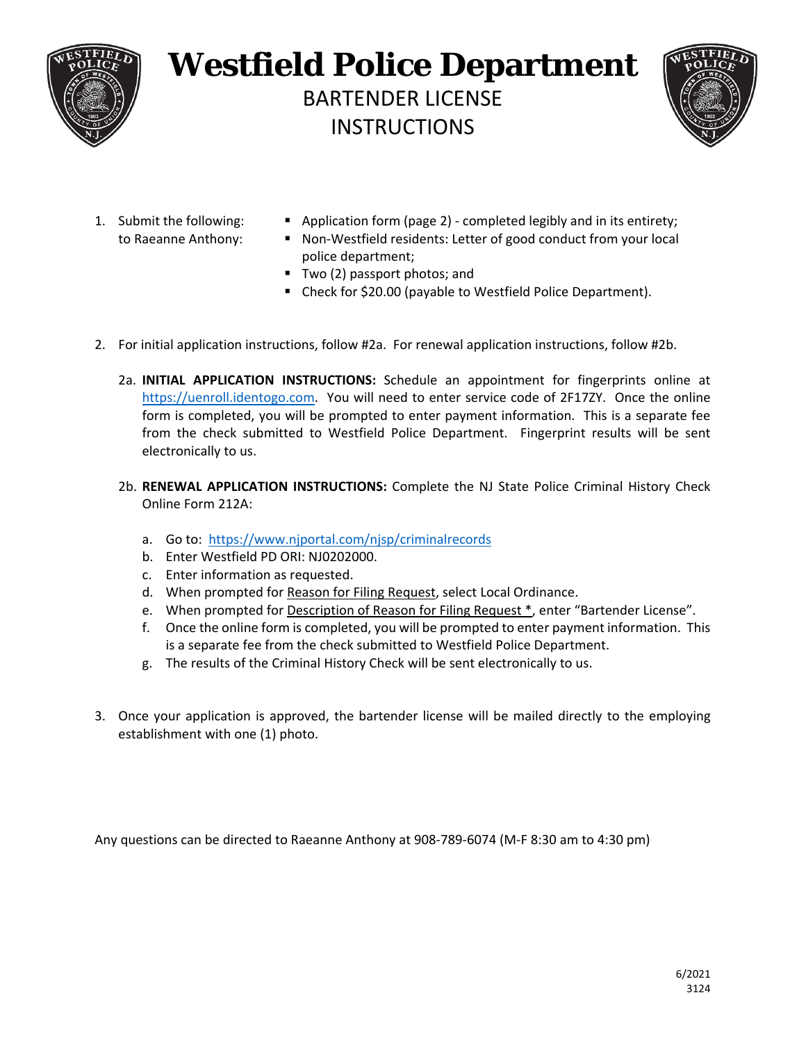# Westfield Police Department

## BARTENDER LICENSE INSTRUCTIONS

1. Submit the following: to Raeanne Anthony:
   - Application form (page 2) - completed legibly and in its entirety;
   - Non-Westfield residents: Letter of good conduct from your local police department;
   - Two (2) passport photos; and
   - Check for $20.00 (payable to Westfield Police Department).

2. For initial application instructions, follow #2a. For renewal application instructions, follow #2b.

   2a. **INITIAL APPLICATION INSTRUCTIONS:** Schedule an appointment for fingerprints online at https://uenroll.identogo.com. You will need to enter service code of 2F17ZY. Once the online form is completed, you will be prompted to enter payment information. This is a separate fee from the check submitted to Westfield Police Department. Fingerprint results will be sent electronically to us.

   2b. **RENEWAL APPLICATION INSTRUCTIONS:** Complete the NJ State Police Criminal History Check Online Form 212A:

   a. Go to: https://www.njportal.com/njsp/criminalrecords
   b. Enter Westfield PD ORI: NJ0202000.
   c. Enter information as requested.
   d. When prompted for Reason for Filing Request, select Local Ordinance.
   e. When prompted for Description of Reason for Filing Request *, enter "Bartender License".
   f. Once the online form is completed, you will be prompted to enter payment information. This is a separate fee from the check submitted to Westfield Police Department.
   g. The results of the Criminal History Check will be sent electronically to us.

3. Once your application is approved, the bartender license will be mailed directly to the employing establishment with one (1) photo.

Any questions can be directed to Raeanne Anthony at 908-789-6074 (M-F 8:30 am to 4:30 pm)

6/2021
3124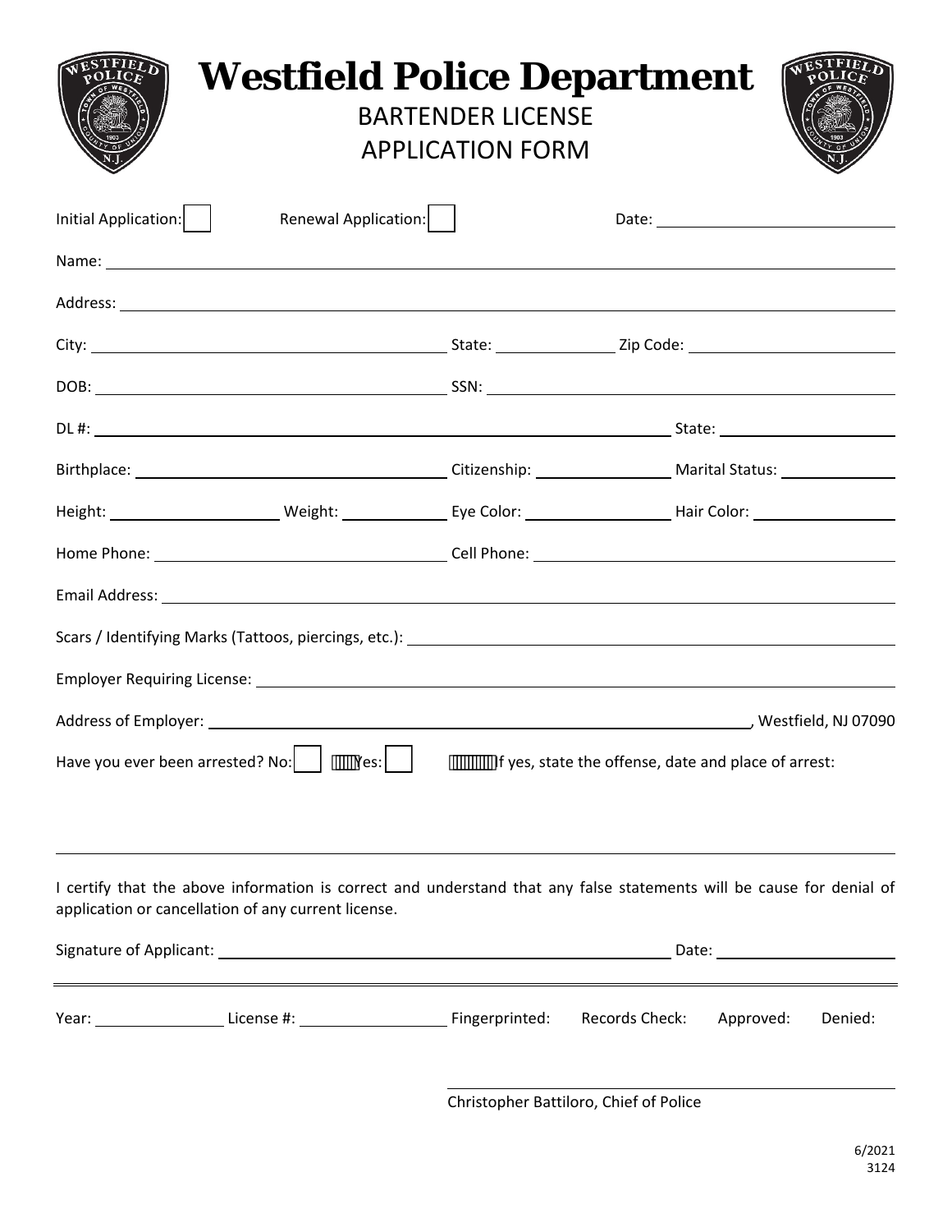# Westfield Police Department

## BARTENDER LICENSE APPLICATION FORM

Initial Application: ☐ Renewal Application: ☐ Date: ____________________

Name: ____________________________________________________________

Address: __________________________________________________________

City: ______________________ State: __________ Zip Code: ______________

DOB: ______________________ SSN: _____________________________

DL #: ______________________________________ State: ______________

Birthplace: ____________________ Citizenship: ____________ Marital Status: ____________

Height: ____________ Weight: ____________ Eye Color: ____________ Hair Color: ____________

Home Phone: ______________________ Cell Phone: ______________________

Email Address: ____________________________________________________

Scars / Identifying Marks (Tattoos, piercings, etc.): ____________________________

Employer Requiring License: ________________________________________

Address of Employer: ____________________________________, Westfield, NJ 07090

Have you ever been arrested? No: ☐ Yes: ☐ If yes, state the offense, date and place of arrest:

__________________________________________________________________

I certify that the above information is correct and understand that any false statements will be cause for denial of application or cancellation of any current license.

Signature of Applicant: ______________________________ Date: ______________

---

Year: ____________ License #: ____________ Fingerprinted: Records Check: Approved: Denied:

______________________________

Christopher Battiloro, Chief of Police

6/2021
3124